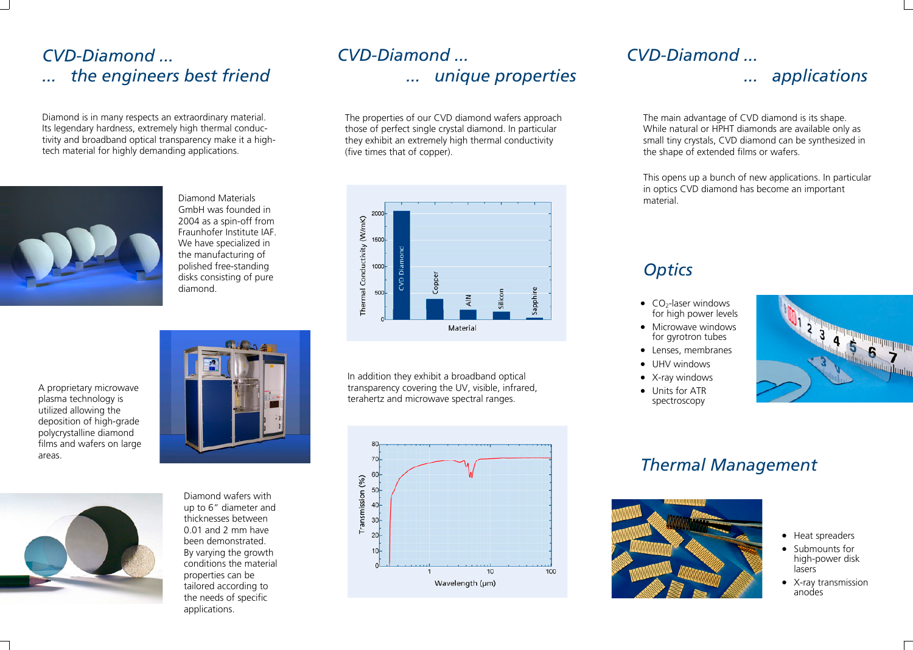// Rendered this three-column brochure page in left-to-right column order as Markdown; charts are kept as their text labels, photos omitted.
# CVD-Diamond ...
## ... the engineers best friend

Diamond is in many respects an extraordinary material. Its legendary hardness, extremely high thermal conductivity and broadband optical transparency make it a high-tech material for highly demanding applications.

Diamond Materials GmbH was founded in 2004 as a spin-off from Fraunhofer Institute IAF. We have specialized in the manufacturing of polished free-standing disks consisting of pure diamond.

A proprietary microwave plasma technology is utilized allowing the deposition of high-grade polycrystalline diamond films and wafers on large areas.

Diamond wafers with up to 6" diameter and thicknesses between 0.01 and 2 mm have been demonstrated. By varying the growth conditions the material properties can be tailored according to the needs of specific applications.

# CVD-Diamond ...
## ... unique properties

The properties of our CVD diamond wafers approach those of perfect single crystal diamond. In particular they exhibit an extremely high thermal conductivity (five times that of copper).

Thermal Conductivity (W/mK) vs. Material: CVD Diamond, Copper, AlN, Silicon, Sapphire

In addition they exhibit a broadband optical transparency covering the UV, visible, infrared, terahertz and microwave spectral ranges.

Transmission (%) vs. Wavelength (µm)

# CVD-Diamond ...
## ... applications

The main advantage of CVD diamond is its shape. While natural or HPHT diamonds are available only as small tiny crystals, CVD diamond can be synthesized in the shape of extended films or wafers.

This opens up a bunch of new applications. In particular in optics CVD diamond has become an important material.

## Optics

- $CO_2$-laser windows for high power levels
- Microwave windows for gyrotron tubes
- Lenses, membranes
- UHV windows
- X-ray windows
- Units for ATR spectroscopy

## Thermal Management

- Heat spreaders
- Submounts for high-power disk lasers
- X-ray transmission anodes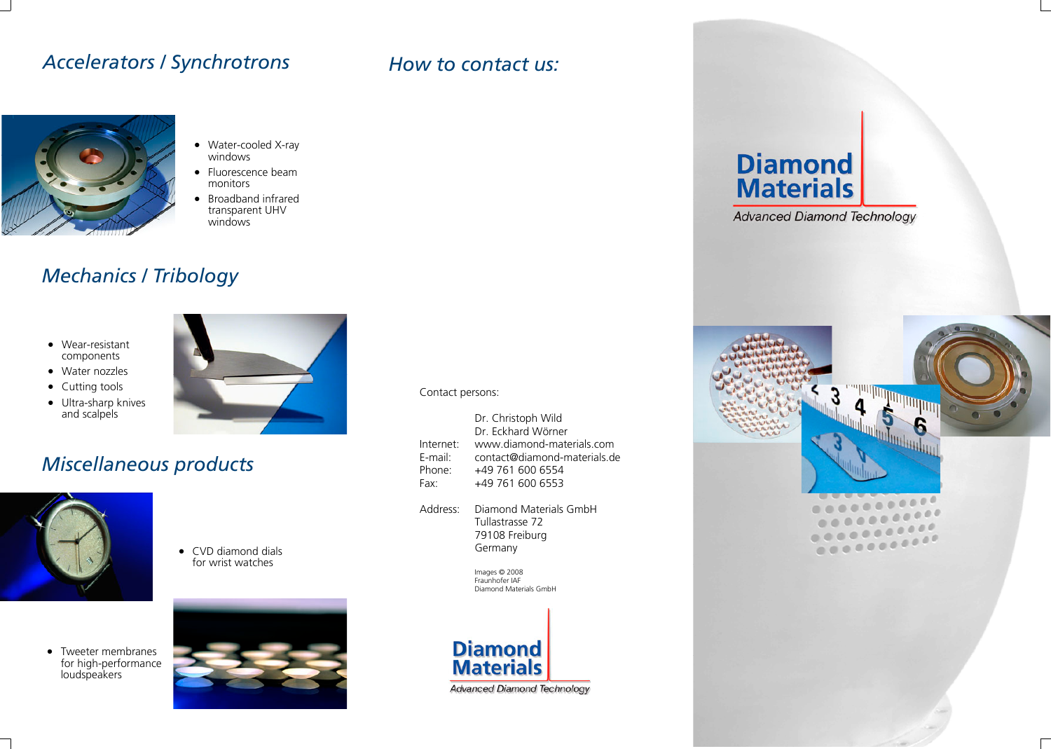## Accelerators / Synchrotrons

- Water-cooled X-ray windows
- Fluorescence beam monitors
- Broadband infrared transparent UHV windows

## Mechanics / Tribology

- Wear-resistant components
- Water nozzles
- Cutting tools
- Ultra-sharp knives and scalpels

## Miscellaneous products

- CVD diamond dials for wrist watches

- Tweeter membranes for high-performance loudspeakers

## How to contact us:

Contact persons:

Dr. Christoph Wild
Dr. Eckhard Wörner

Internet: www.diamond-materials.com
E-mail: contact@diamond-materials.de
Phone: +49 761 600 6554
Fax: +49 761 600 6553

Address: Diamond Materials GmbH
Tullastrasse 72
79108 Freiburg
Germany

Images © 2008
Fraunhofer IAF
Diamond Materials GmbH

**Diamond Materials**
*Advanced Diamond Technology*

**Diamond Materials**
*Advanced Diamond Technology*